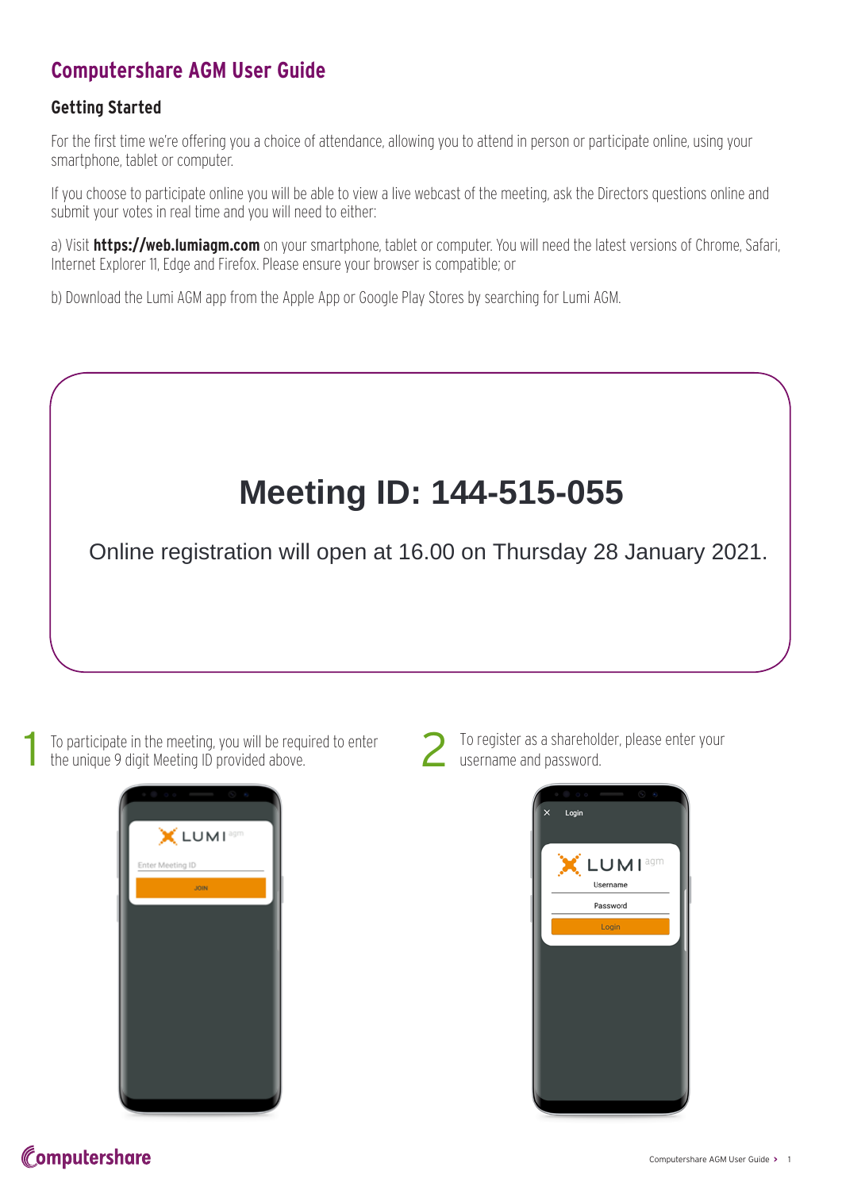# Computershare AGM User Guide

## Getting Started

For the first time we're offering you a choice of attendance, allowing you to attend in person or participate online, using your smartphone, tablet or computer.

If you choose to participate online you will be able to view a live webcast of the meeting, ask the Directors questions online and submit your votes in real time and you will need to either:

a) Visit **https://web.lumiagm.com** on your smartphone, tablet or computer. You will need the latest versions of Chrome, Safari, Internet Explorer 11, Edge and Firefox. Please ensure your browser is compatible; or

b) Download the Lumi AGM app from the Apple App or Google Play Stores by searching for Lumi AGM.

## Meeting ID: 144-515-055

Online registration will open at 16.00 on Thursday 28 January 2021.

1. To participate in the meeting, you will be required to enter the unique 9 digit Meeting ID provided above.

2. To register as a shareholder, please enter your username and password.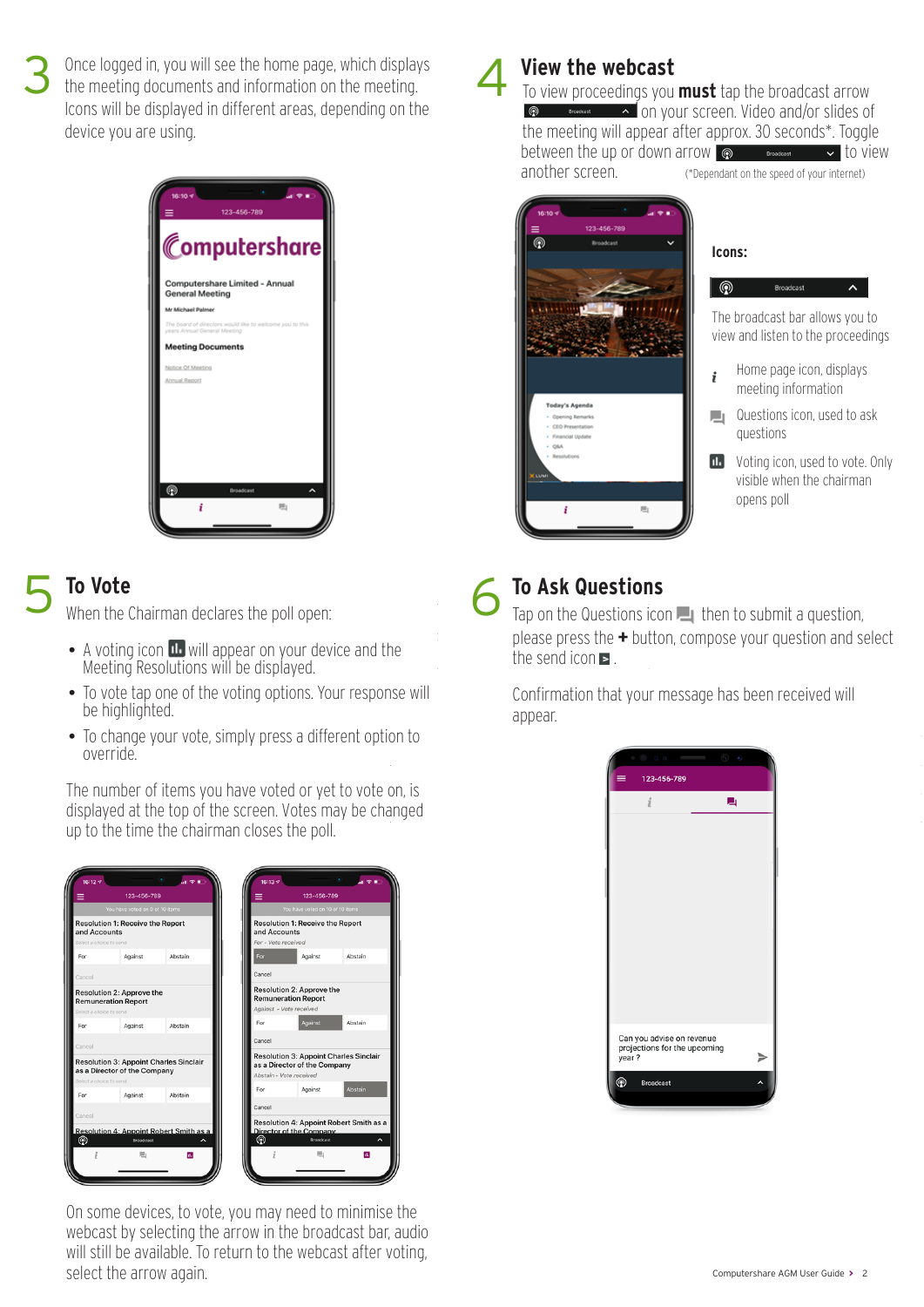## 3

Once logged in, you will see the home page, which displays the meeting documents and information on the meeting. Icons will be displayed in different areas, depending on the device you are using.

## 4 View the webcast

To view proceedings you **must** tap the broadcast arrow on your screen. Video and/or slides of the meeting will appear after approx. 30 seconds*. Toggle between the up or down arrow to view another screen.

(*Dependant on the speed of your internet)

**Icons:**

The broadcast bar allows you to view and listen to the proceedings

Home page icon, displays meeting information

Questions icon, used to ask questions

Voting icon, used to vote. Only visible when the chairman opens poll

## 5 To Vote

When the Chairman declares the poll open:

- A voting icon will appear on your device and the Meeting Resolutions will be displayed.
- To vote tap one of the voting options. Your response will be highlighted.
- To change your vote, simply press a different option to override.

The number of items you have voted or yet to vote on, is displayed at the top of the screen. Votes may be changed up to the time the chairman closes the poll.

On some devices, to vote, you may need to minimise the webcast by selecting the arrow in the broadcast bar, audio will still be available. To return to the webcast after voting, select the arrow again.

## 6 To Ask Questions

Tap on the Questions icon then to submit a question, please press the **+** button, compose your question and select the send icon.

Confirmation that your message has been received will appear.